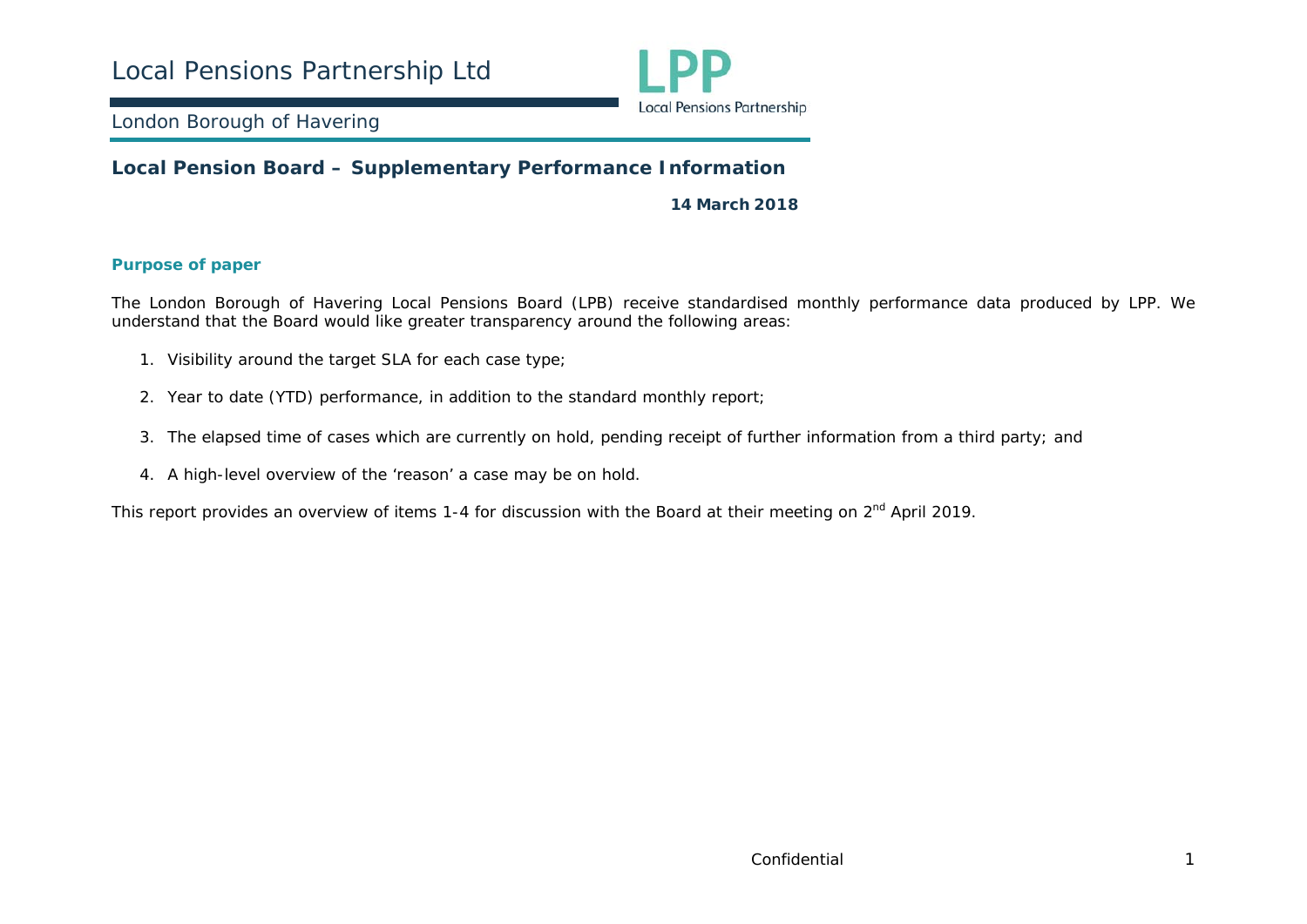# Local Pensions Partnership Ltd

London Borough of Havering

## Local Pension Board – Supplementary Performance Information

**14 March 2018**

### Purpose of paper

The London Borough of Havering Local Pensions Board (LPB) receive standardised monthly performance data produced by LPP. We understand that the Board would like greater transparency around the following areas:

1. Visibility around the target SLA for each case type;
2. Year to date (YTD) performance, in addition to the standard monthly report;
3. The elapsed time of cases which are currently on hold, pending receipt of further information from a third party; and
4. A high-level overview of the 'reason' a case may be on hold.

This report provides an overview of items 1-4 for discussion with the Board at their meeting on 2nd April 2019.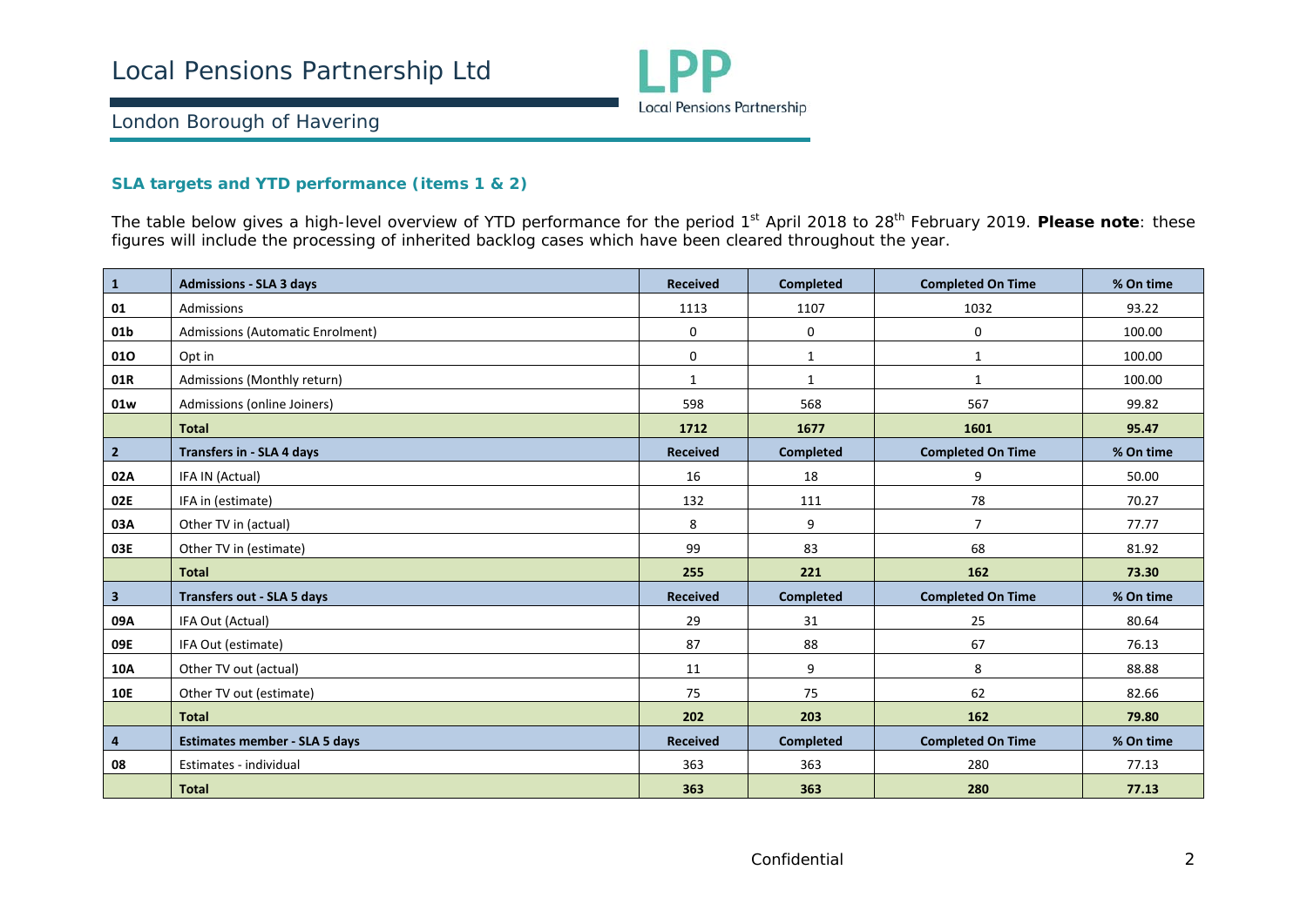# Local Pensions Partnership Ltd

## London Borough of Havering

### SLA targets and YTD performance (items 1 & 2)

The table below gives a high-level overview of YTD performance for the period 1st April 2018 to 28th February 2019. **Please note**: these figures will include the processing of inherited backlog cases which have been cleared throughout the year.

| 1 | Admissions - SLA 3 days | Received | Completed | Completed On Time | % On time |
|---|---|---|---|---|---|
| 01 | Admissions | 1113 | 1107 | 1032 | 93.22 |
| 01b | Admissions (Automatic Enrolment) | 0 | 0 | 0 | 100.00 |
| 01O | Opt in | 0 | 1 | 1 | 100.00 |
| 01R | Admissions (Monthly return) | 1 | 1 | 1 | 100.00 |
| 01w | Admissions (online Joiners) | 598 | 568 | 567 | 99.82 |
| | **Total** | **1712** | **1677** | **1601** | **95.47** |
| **2** | **Transfers in - SLA 4 days** | **Received** | **Completed** | **Completed On Time** | **% On time** |
| 02A | IFA IN (Actual) | 16 | 18 | 9 | 50.00 |
| 02E | IFA in (estimate) | 132 | 111 | 78 | 70.27 |
| 03A | Other TV in (actual) | 8 | 9 | 7 | 77.77 |
| 03E | Other TV in (estimate) | 99 | 83 | 68 | 81.92 |
| | **Total** | **255** | **221** | **162** | **73.30** |
| **3** | **Transfers out - SLA 5 days** | **Received** | **Completed** | **Completed On Time** | **% On time** |
| 09A | IFA Out (Actual) | 29 | 31 | 25 | 80.64 |
| 09E | IFA Out (estimate) | 87 | 88 | 67 | 76.13 |
| 10A | Other TV out (actual) | 11 | 9 | 8 | 88.88 |
| 10E | Other TV out (estimate) | 75 | 75 | 62 | 82.66 |
| | **Total** | **202** | **203** | **162** | **79.80** |
| **4** | **Estimates member - SLA 5 days** | **Received** | **Completed** | **Completed On Time** | **% On time** |
| 08 | Estimates - individual | 363 | 363 | 280 | 77.13 |
| | **Total** | **363** | **363** | **280** | **77.13** |

Confidential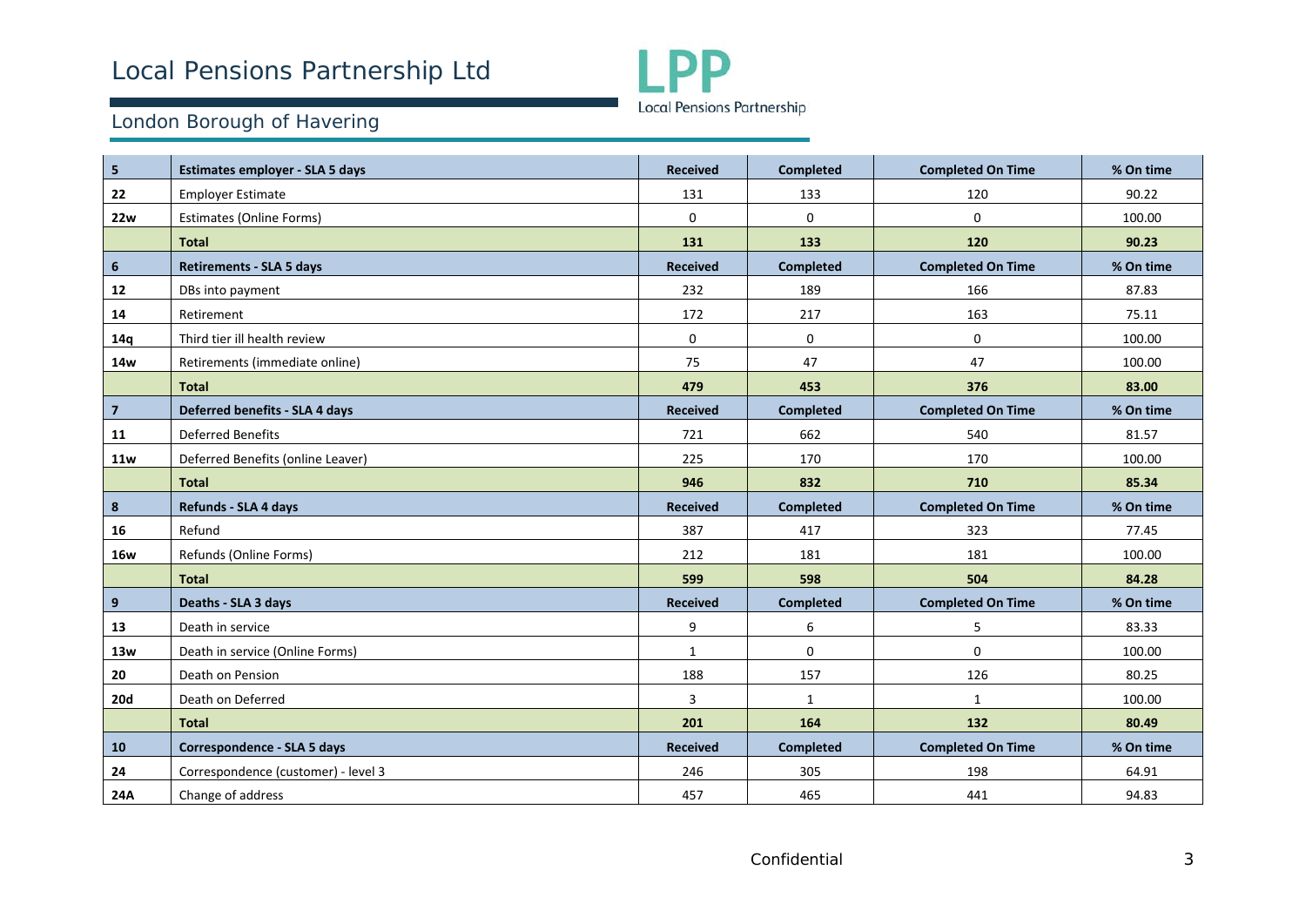# Local Pensions Partnership Ltd

## London Borough of Havering

| 5 | Estimates employer - SLA 5 days | Received | Completed | Completed On Time | % On time |
|---|---|---|---|---|---|
| 22 | Employer Estimate | 131 | 133 | 120 | 90.22 |
| 22w | Estimates (Online Forms) | 0 | 0 | 0 | 100.00 |
| | **Total** | **131** | **133** | **120** | **90.23** |
| **6** | **Retirements - SLA 5 days** | **Received** | **Completed** | **Completed On Time** | **% On time** |
| 12 | DBs into payment | 232 | 189 | 166 | 87.83 |
| 14 | Retirement | 172 | 217 | 163 | 75.11 |
| 14q | Third tier ill health review | 0 | 0 | 0 | 100.00 |
| 14w | Retirements (immediate online) | 75 | 47 | 47 | 100.00 |
| | **Total** | **479** | **453** | **376** | **83.00** |
| **7** | **Deferred benefits - SLA 4 days** | **Received** | **Completed** | **Completed On Time** | **% On time** |
| 11 | Deferred Benefits | 721 | 662 | 540 | 81.57 |
| 11w | Deferred Benefits (online Leaver) | 225 | 170 | 170 | 100.00 |
| | **Total** | **946** | **832** | **710** | **85.34** |
| **8** | **Refunds - SLA 4 days** | **Received** | **Completed** | **Completed On Time** | **% On time** |
| 16 | Refund | 387 | 417 | 323 | 77.45 |
| 16w | Refunds (Online Forms) | 212 | 181 | 181 | 100.00 |
| | **Total** | **599** | **598** | **504** | **84.28** |
| **9** | **Deaths - SLA 3 days** | **Received** | **Completed** | **Completed On Time** | **% On time** |
| 13 | Death in service | 9 | 6 | 5 | 83.33 |
| 13w | Death in service (Online Forms) | 1 | 0 | 0 | 100.00 |
| 20 | Death on Pension | 188 | 157 | 126 | 80.25 |
| 20d | Death on Deferred | 3 | 1 | 1 | 100.00 |
| | **Total** | **201** | **164** | **132** | **80.49** |
| **10** | **Correspondence - SLA 5 days** | **Received** | **Completed** | **Completed On Time** | **% On time** |
| 24 | Correspondence (customer) - level 3 | 246 | 305 | 198 | 64.91 |
| 24A | Change of address | 457 | 465 | 441 | 94.83 |

Confidential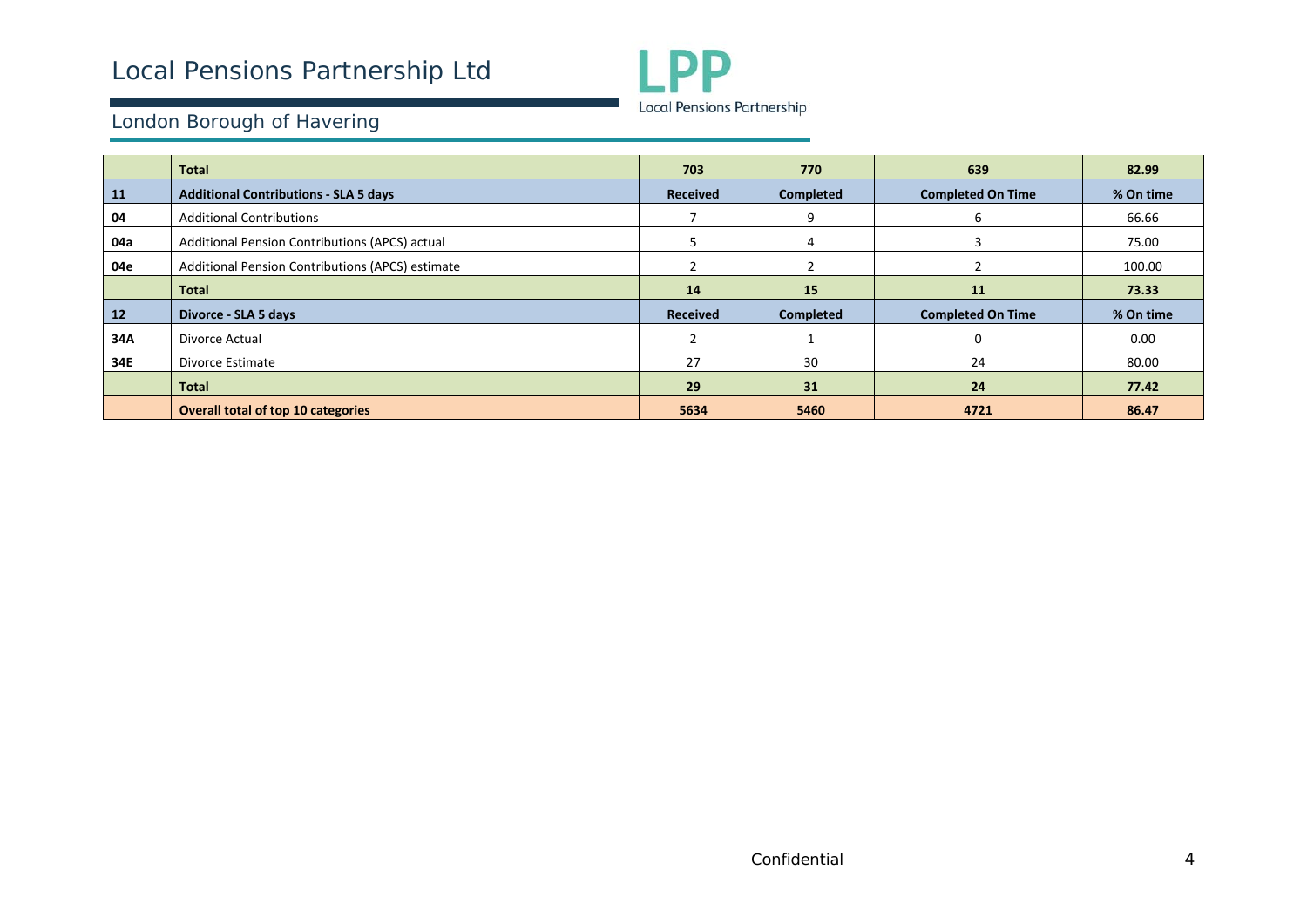# Local Pensions Partnership Ltd

## London Borough of Havering

| | Total | 703 | 770 | 639 | 82.99 |
|---|---|---|---|---|---|
| **11** | **Additional Contributions - SLA 5 days** | **Received** | **Completed** | **Completed On Time** | **% On time** |
| **04** | Additional Contributions | 7 | 9 | 6 | 66.66 |
| **04a** | Additional Pension Contributions (APCS) actual | 5 | 4 | 3 | 75.00 |
| **04e** | Additional Pension Contributions (APCS) estimate | 2 | 2 | 2 | 100.00 |
| | **Total** | **14** | **15** | **11** | **73.33** |
| **12** | **Divorce - SLA 5 days** | **Received** | **Completed** | **Completed On Time** | **% On time** |
| **34A** | Divorce Actual | 2 | 1 | 0 | 0.00 |
| **34E** | Divorce Estimate | 27 | 30 | 24 | 80.00 |
| | **Total** | **29** | **31** | **24** | **77.42** |
| | **Overall total of top 10 categories** | **5634** | **5460** | **4721** | **86.47** |

Confidential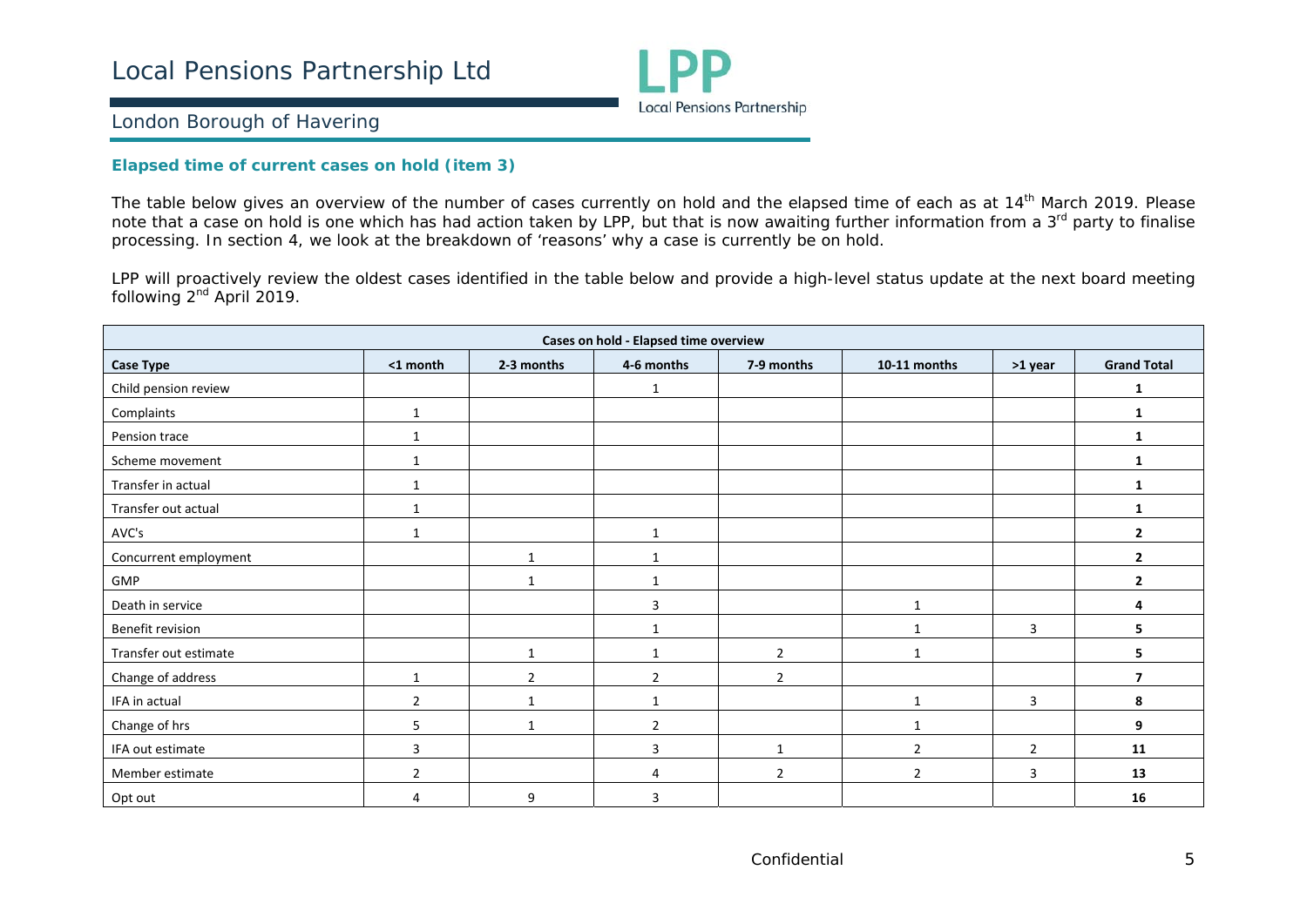Local Pensions Partnership Ltd

London Borough of Havering

### Elapsed time of current cases on hold (item 3)

The table below gives an overview of the number of cases currently on hold and the elapsed time of each as at 14th March 2019. Please note that a case on hold is one which has had action taken by LPP, but that is now awaiting further information from a 3rd party to finalise processing. In section 4, we look at the breakdown of 'reasons' why a case is currently be on hold.

LPP will proactively review the oldest cases identified in the table below and provide a high-level status update at the next board meeting following 2nd April 2019.

| Cases on hold - Elapsed time overview | | | | | | | |
|---|---|---|---|---|---|---|---|
| **Case Type** | **<1 month** | **2-3 months** | **4-6 months** | **7-9 months** | **10-11 months** | **>1 year** | **Grand Total** |
| Child pension review | | | 1 | | | | **1** |
| Complaints | 1 | | | | | | **1** |
| Pension trace | 1 | | | | | | **1** |
| Scheme movement | 1 | | | | | | **1** |
| Transfer in actual | 1 | | | | | | **1** |
| Transfer out actual | 1 | | | | | | **1** |
| AVC's | 1 | | 1 | | | | **2** |
| Concurrent employment | | 1 | 1 | | | | **2** |
| GMP | | 1 | 1 | | | | **2** |
| Death in service | | | 3 | | 1 | | **4** |
| Benefit revision | | | 1 | | 1 | 3 | **5** |
| Transfer out estimate | | 1 | 1 | 2 | 1 | | **5** |
| Change of address | 1 | 2 | 2 | 2 | | | **7** |
| IFA in actual | 2 | 1 | 1 | | 1 | 3 | **8** |
| Change of hrs | 5 | 1 | 2 | | 1 | | **9** |
| IFA out estimate | 3 | | 3 | 1 | 2 | 2 | **11** |
| Member estimate | 2 | | 4 | 2 | 2 | 3 | **13** |
| Opt out | 4 | 9 | 3 | | | | **16** |

Confidential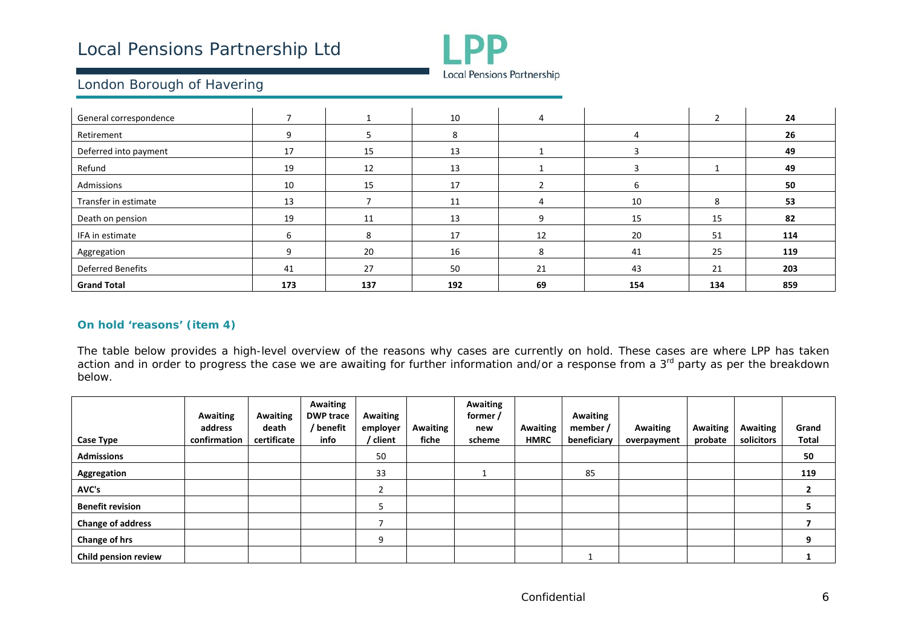| | | | | | | | |
|---|---|---|---|---|---|---|---|
| General correspondence | 7 | 1 | 10 | 4 | | 2 | **24** |
| Retirement | 9 | 5 | 8 | | 4 | | **26** |
| Deferred into payment | 17 | 15 | 13 | 1 | 3 | | **49** |
| Refund | 19 | 12 | 13 | 1 | 3 | 1 | **49** |
| Admissions | 10 | 15 | 17 | 2 | 6 | | **50** |
| Transfer in estimate | 13 | 7 | 11 | 4 | 10 | 8 | **53** |
| Death on pension | 19 | 11 | 13 | 9 | 15 | 15 | **82** |
| IFA in estimate | 6 | 8 | 17 | 12 | 20 | 51 | **114** |
| Aggregation | 9 | 20 | 16 | 8 | 41 | 25 | **119** |
| Deferred Benefits | 41 | 27 | 50 | 21 | 43 | 21 | **203** |
| **Grand Total** | **173** | **137** | **192** | **69** | **154** | **134** | **859** |

### On hold 'reasons' (item 4)

The table below provides a high-level overview of the reasons why cases are currently on hold. These cases are where LPP has taken action and in order to progress the case we are awaiting for further information and/or a response from a 3rd party as per the breakdown below.

| Case Type | Awaiting address confirmation | Awaiting death certificate | Awaiting DWP trace / benefit info | Awaiting employer / client | Awaiting fiche | Awaiting former / new scheme | Awaiting HMRC | Awaiting member / beneficiary | Awaiting overpayment | Awaiting probate | Awaiting solicitors | Grand Total |
|---|---|---|---|---|---|---|---|---|---|---|---|---|
| **Admissions** | | | | 50 | | | | | | | | **50** |
| **Aggregation** | | | | 33 | | 1 | | 85 | | | | **119** |
| **AVC's** | | | | 2 | | | | | | | | **2** |
| **Benefit revision** | | | | 5 | | | | | | | | **5** |
| **Change of address** | | | | 7 | | | | | | | | **7** |
| **Change of hrs** | | | | 9 | | | | | | | | **9** |
| **Child pension review** | | | | | | | | 1 | | | | **1** |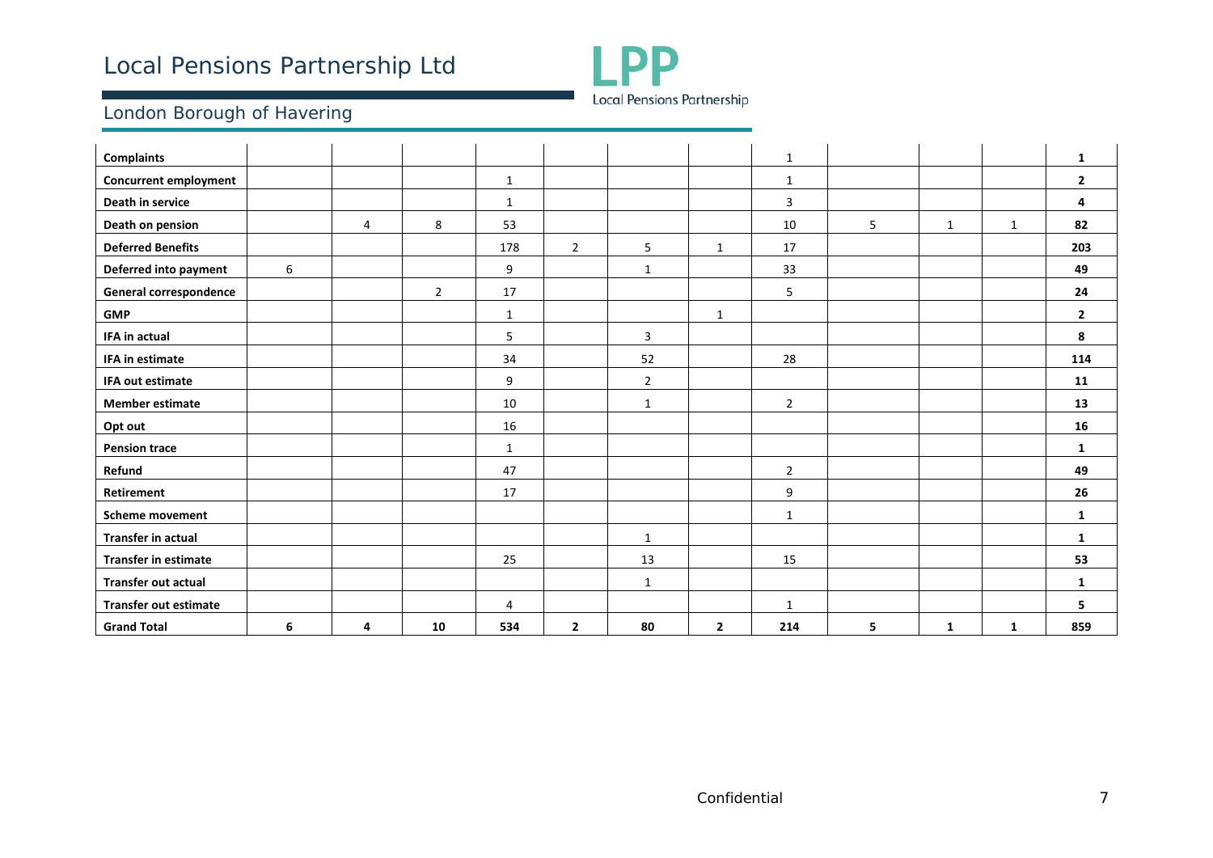# Local Pensions Partnership Ltd

## London Borough of Havering

| | | | | | | | | | | | | |
|---|---|---|---|---|---|---|---|---|---|---|---|---|
| **Complaints** | | | | | | | | 1 | | | | **1** |
| **Concurrent employment** | | | | 1 | | | | 1 | | | | **2** |
| **Death in service** | | | | 1 | | | | 3 | | | | **4** |
| **Death on pension** | | 4 | 8 | 53 | | | | 10 | 5 | 1 | 1 | **82** |
| **Deferred Benefits** | | | | 178 | 2 | 5 | 1 | 17 | | | | **203** |
| **Deferred into payment** | 6 | | | 9 | | 1 | | 33 | | | | **49** |
| **General correspondence** | | | 2 | 17 | | | | 5 | | | | **24** |
| **GMP** | | | | 1 | | | 1 | | | | | **2** |
| **IFA in actual** | | | | 5 | | 3 | | | | | | **8** |
| **IFA in estimate** | | | | 34 | | 52 | | 28 | | | | **114** |
| **IFA out estimate** | | | | 9 | | 2 | | | | | | **11** |
| **Member estimate** | | | | 10 | | 1 | | 2 | | | | **13** |
| **Opt out** | | | | 16 | | | | | | | | **16** |
| **Pension trace** | | | | 1 | | | | | | | | **1** |
| **Refund** | | | | 47 | | | | 2 | | | | **49** |
| **Retirement** | | | | 17 | | | | 9 | | | | **26** |
| **Scheme movement** | | | | | | | | 1 | | | | **1** |
| **Transfer in actual** | | | | | | 1 | | | | | | **1** |
| **Transfer in estimate** | | | | 25 | | 13 | | 15 | | | | **53** |
| **Transfer out actual** | | | | | | 1 | | | | | | **1** |
| **Transfer out estimate** | | | | 4 | | | | 1 | | | | **5** |
| **Grand Total** | **6** | **4** | **10** | **534** | **2** | **80** | **2** | **214** | **5** | **1** | **1** | **859** |

Confidential